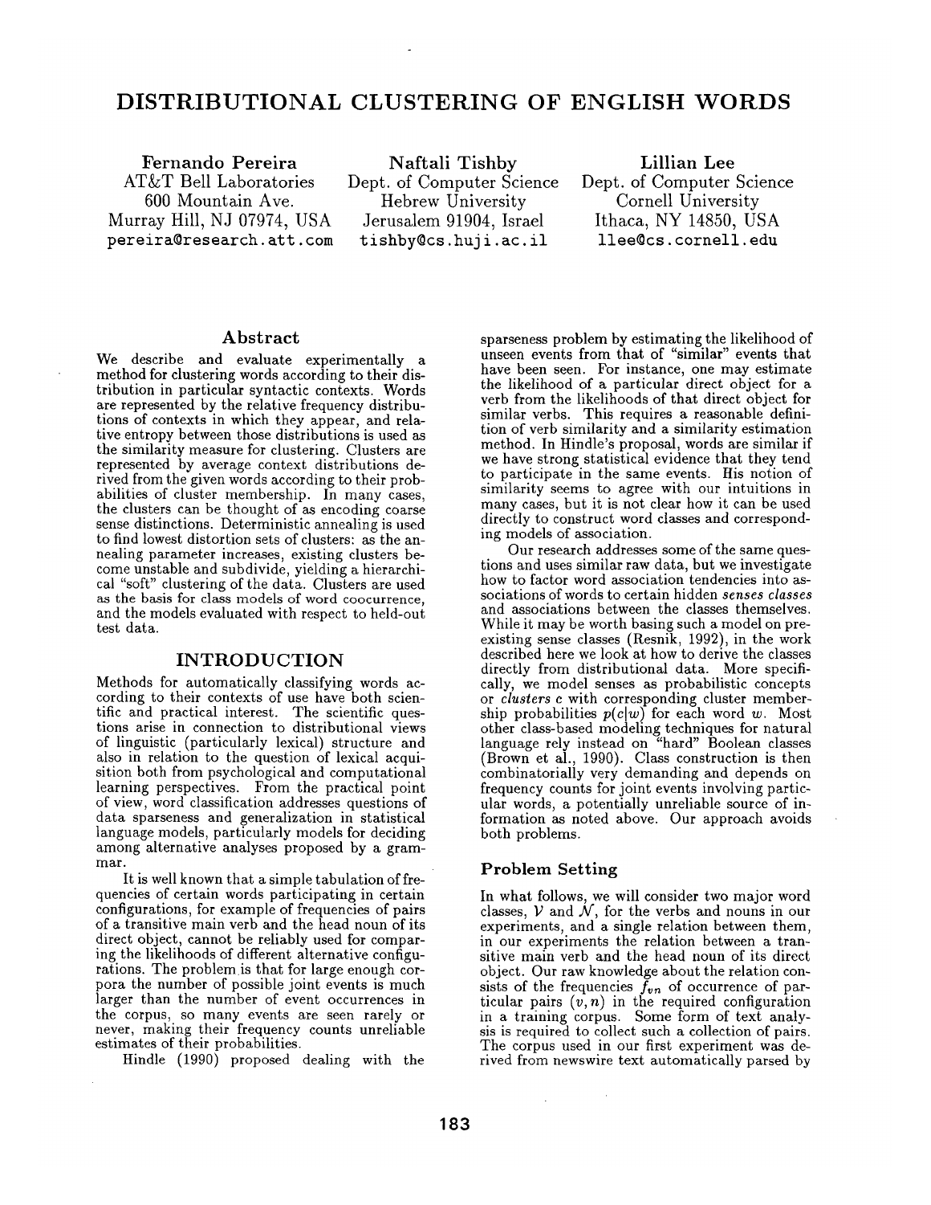# DISTRIBUTIONAL CLUSTERING OF ENGLISH WORDS

**Fernando Pereira**
AT&T Bell Laboratories
600 Mountain Ave.
Murray Hill, NJ 07974, USA
pereira@research.att.com

**Naftali Tishby**
Dept. of Computer Science
Hebrew University
Jerusalem 91904, Israel
tishby@cs.huji.ac.il

**Lillian Lee**
Dept. of Computer Science
Cornell University
Ithaca, NY 14850, USA
llee@cs.cornell.edu

## Abstract

We describe and evaluate experimentally a method for clustering words according to their distribution in particular syntactic contexts. Words are represented by the relative frequency distributions of contexts in which they appear, and relative entropy between those distributions is used as the similarity measure for clustering. Clusters are represented by average context distributions derived from the given words according to their probabilities of cluster membership. In many cases, the clusters can be thought of as encoding coarse sense distinctions. Deterministic annealing is used to find lowest distortion sets of clusters: as the annealing parameter increases, existing clusters become unstable and subdivide, yielding a hierarchical "soft" clustering of the data. Clusters are used as the basis for class models of word coocurrence, and the models evaluated with respect to held-out test data.

## INTRODUCTION

Methods for automatically classifying words according to their contexts of use have both scientific and practical interest. The scientific questions arise in connection to distributional views of linguistic (particularly lexical) structure and also in relation to the question of lexical acquisition both from psychological and computational learning perspectives. From the practical point of view, word classification addresses questions of data sparseness and generalization in statistical language models, particularly models for deciding among alternative analyses proposed by a grammar.

It is well known that a simple tabulation of frequencies of certain words participating in certain configurations, for example of frequencies of pairs of a transitive main verb and the head noun of its direct object, cannot be reliably used for comparing the likelihoods of different alternative configurations. The problem is that for large enough corpora the number of possible joint events is much larger than the number of event occurrences in the corpus, so many events are seen rarely or never, making their frequency counts unreliable estimates of their probabilities.

Hindle (1990) proposed dealing with the sparseness problem by estimating the likelihood of unseen events from that of "similar" events that have been seen. For instance, one may estimate the likelihood of a particular direct object for a verb from the likelihoods of that direct object for similar verbs. This requires a reasonable definition of verb similarity and a similarity estimation method. In Hindle's proposal, words are similar if we have strong statistical evidence that they tend to participate in the same events. His notion of similarity seems to agree with our intuitions in many cases, but it is not clear how it can be used directly to construct word classes and corresponding models of association.

Our research addresses some of the same questions and uses similar raw data, but we investigate how to factor word association tendencies into associations of words to certain hidden *senses classes* and associations between the classes themselves. While it may be worth basing such a model on preexisting sense classes (Resnik, 1992), in the work described here we look at how to derive the classes directly from distributional data. More specifically, we model senses as probabilistic concepts or *clusters* $c$ with corresponding cluster membership probabilities $p(c|w)$ for each word $w$. Most other class-based modeling techniques for natural language rely instead on "hard" Boolean classes (Brown et al., 1990). Class construction is then combinatorially very demanding and depends on frequency counts for joint events involving particular words, a potentially unreliable source of information as noted above. Our approach avoids both problems.

### Problem Setting

In what follows, we will consider two major word classes, $\mathcal{V}$ and $\mathcal{N}$, for the verbs and nouns in our experiments, and a single relation between them, in our experiments the relation between a transitive main verb and the head noun of its direct object. Our raw knowledge about the relation consists of the frequencies $f_{vn}$ of occurrence of particular pairs $(v, n)$ in the required configuration in a training corpus. Some form of text analysis is required to collect such a collection of pairs. The corpus used in our first experiment was derived from newswire text automatically parsed by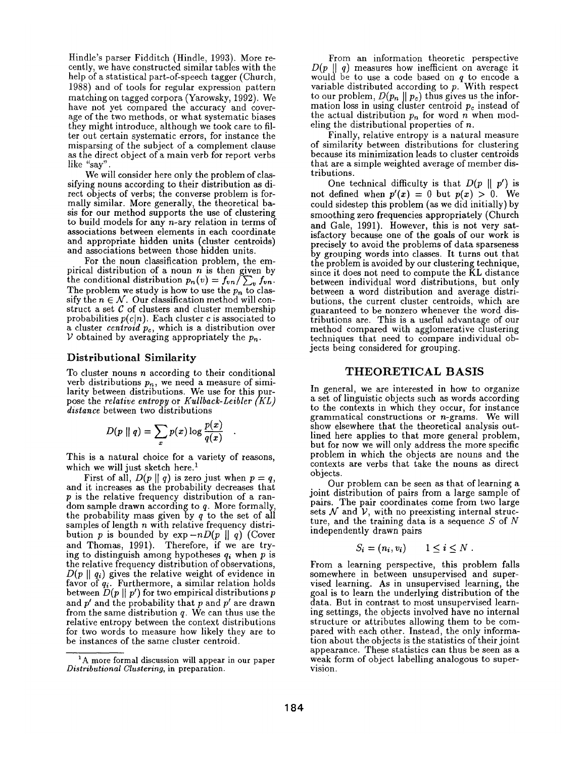Hindle's parser Fidditch (Hindle, 1993). More recently, we have constructed similar tables with the help of a statistical part-of-speech tagger (Church, 1988) and of tools for regular expression pattern matching on tagged corpora (Yarowsky, 1992). We have not yet compared the accuracy and coverage of the two methods, or what systematic biases they might introduce, although we took care to filter out certain systematic errors, for instance the misparsing of the subject of a complement clause as the direct object of a main verb for report verbs like "say".

We will consider here only the problem of classifying nouns according to their distribution as direct objects of verbs; the converse problem is formally similar. More generally, the theoretical basis for our method supports the use of clustering to build models for any $n$-ary relation in terms of associations between elements in each coordinate and appropriate hidden units (cluster centroids) and associations between those hidden units.

For the noun classification problem, the empirical distribution of a noun $n$ is then given by the conditional distribution $p_n(v) = f_{vn} / \sum_v f_{vn}$. The problem we study is how to use the $p_n$ to classify the $n \in \mathcal{N}$. Our classification method will construct a set $\mathcal{C}$ of clusters and cluster membership probabilities $p(c|n)$. Each cluster $c$ is associated to a cluster *centroid* $p_c$, which is a distribution over $\mathcal{V}$ obtained by averaging appropriately the $p_n$.

### Distributional Similarity

To cluster nouns $n$ according to their conditional verb distributions $p_n$, we need a measure of similarity between distributions. We use for this purpose the *relative entropy* or *Kullback-Leibler (KL) distance* between two distributions

$$D(p \parallel q) = \sum_x p(x) \log \frac{p(x)}{q(x)} \quad .$$

This is a natural choice for a variety of reasons, which we will just sketch here.[1]

First of all, $D(p \parallel q)$ is zero just when $p = q$, and it increases as the probability decreases that $p$ is the relative frequency distribution of a random sample drawn according to $q$. More formally, the probability mass given by $q$ to the set of all samples of length $n$ with relative frequency distribution $p$ is bounded by $\exp -nD(p \parallel q)$ (Cover and Thomas, 1991). Therefore, if we are trying to distinguish among hypotheses $q_i$ when $p$ is the relative frequency distribution of observations, $D(p \parallel q_i)$ gives the relative weight of evidence in favor of $q_i$. Furthermore, a similar relation holds between $D(p \parallel p')$ for two empirical distributions $p$ and $p'$ and the probability that $p$ and $p'$ are drawn from the same distribution $q$. We can thus use the relative entropy between the context distributions for two words to measure how likely they are to be instances of the same cluster centroid.

[1] A more formal discussion will appear in our paper *Distributional Clustering*, in preparation.

From an information theoretic perspective $D(p \parallel q)$ measures how inefficient on average it would be to use a code based on $q$ to encode a variable distributed according to $p$. With respect to our problem, $D(p_n \parallel p_c)$ thus gives us the information loss in using cluster centroid $p_c$ instead of the actual distribution $p_n$ for word $n$ when modeling the distributional properties of $n$.

Finally, relative entropy is a natural measure of similarity between distributions for clustering because its minimization leads to cluster centroids that are a simple weighted average of member distributions.

One technical difficulty is that $D(p \parallel p')$ is not defined when $p'(x) = 0$ but $p(x) > 0$. We could sidestep this problem (as we did initially) by smoothing zero frequencies appropriately (Church and Gale, 1991). However, this is not very satisfactory because one of the goals of our work is precisely to avoid the problems of data sparseness by grouping words into classes. It turns out that the problem is avoided by our clustering technique, since it does not need to compute the KL distance between individual word distributions, but only between a word distribution and average distributions, the current cluster centroids, which are guaranteed to be nonzero whenever the word distributions are. This is a useful advantage of our method compared with agglomerative clustering techniques that need to compare individual objects being considered for grouping.

## THEORETICAL BASIS

In general, we are interested in how to organize a set of linguistic objects such as words according to the contexts in which they occur, for instance grammatical constructions or $n$-grams. We will show elsewhere that the theoretical analysis outlined here applies to that more general problem, but for now we will only address the more specific problem in which the objects are nouns and the contexts are verbs that take the nouns as direct objects.

Our problem can be seen as that of learning a joint distribution of pairs from a large sample of pairs. The pair coordinates come from two large sets $\mathcal{N}$ and $\mathcal{V}$, with no preexisting internal structure, and the training data is a sequence $S$ of $N$ independently drawn pairs

$$S_i = (n_i, v_i) \qquad 1 \leq i \leq N \ .$$

From a learning perspective, this problem falls somewhere in between unsupervised and supervised learning. As in unsupervised learning, the goal is to learn the underlying distribution of the data. But in contrast to most unsupervised learning settings, the objects involved have no internal structure or attributes allowing them to be compared with each other. Instead, the only information about the objects is the statistics of their joint appearance. These statistics can thus be seen as a weak form of object labelling analogous to supervision.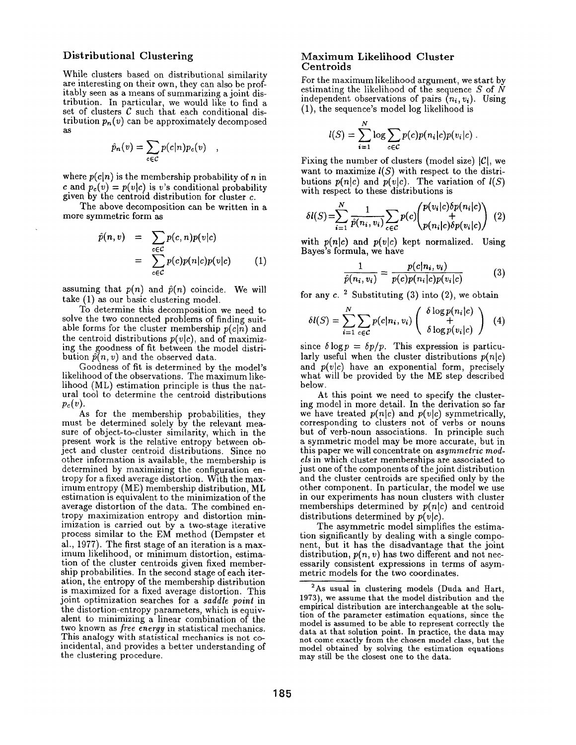### Distributional Clustering

While clusters based on distributional similarity are interesting on their own, they can also be profitably seen as a means of summarizing a joint distribution. In particular, we would like to find a set of clusters $\mathcal{C}$ such that each conditional distribution $p_n(v)$ can be approximately decomposed as

$$\hat{p}_n(v) = \sum_{c \in \mathcal{C}} p(c|n) p_c(v) \quad ,$$

where $p(c|n)$ is the membership probability of $n$ in $c$ and $p_c(v) = p(v|c)$ is $v$'s conditional probability given by the centroid distribution for cluster $c$.

The above decomposition can be written in a more symmetric form as

$$\begin{aligned} \hat{p}(n, v) &= \sum_{c \in \mathcal{C}} p(c, n) p(v|c) \\ &= \sum_{c \in \mathcal{C}} p(c) p(n|c) p(v|c) \end{aligned} \quad (1)$$

assuming that $p(n)$ and $\hat{p}(n)$ coincide. We will take (1) as our basic clustering model.

To determine this decomposition we need to solve the two connected problems of finding suitable forms for the cluster membership $p(c|n)$ and the centroid distributions $p(v|c)$, and of maximizing the goodness of fit between the model distribution $\hat{p}(n, v)$ and the observed data.

Goodness of fit is determined by the model's likelihood of the observations. The maximum likelihood (ML) estimation principle is thus the natural tool to determine the centroid distributions $p_c(v)$.

As for the membership probabilities, they must be determined solely by the relevant measure of object-to-cluster similarity, which in the present work is the relative entropy between object and cluster centroid distributions. Since no other information is available, the membership is determined by maximizing the configuration entropy for a fixed average distortion. With the maximum entropy (ME) membership distribution, ML estimation is equivalent to the minimization of the average distortion of the data. The combined entropy maximization entropy and distortion minimization is carried out by a two-stage iterative process similar to the EM method (Dempster et al., 1977). The first stage of an iteration is a maximum likelihood, or minimum distortion, estimation of the cluster centroids given fixed membership probabilities. In the second stage of each iteration, the entropy of the membership distribution is maximized for a fixed average distortion. This joint optimization searches for a *saddle point* in the distortion-entropy parameters, which is equivalent to minimizing a linear combination of the two known as *free energy* in statistical mechanics. This analogy with statistical mechanics is not coincidental, and provides a better understanding of the clustering procedure.

### Maximum Likelihood Cluster Centroids

For the maximum likelihood argument, we start by estimating the likelihood of the sequence $S$ of $N$ independent observations of pairs $(n_i, v_i)$. Using (1), the sequence's model log likelihood is

$$l(S) = \sum_{i=1}^{N} \log \sum_{c \in \mathcal{C}} p(c) p(n_i|c) p(v_i|c) \, .$$

Fixing the number of clusters (model size) $|\mathcal{C}|$, we want to maximize $l(S)$ with respect to the distributions $p(n|c)$ and $p(v|c)$. The variation of $l(S)$ with respect to these distributions is

$$\delta l(S) = \sum_{i=1}^{N} \frac{1}{\hat{p}(n_i, v_i)} \sum_{c \in \mathcal{C}} p(c) \begin{pmatrix} p(v_i|c) \delta p(n_i|c) \\ + \\ p(n_i|c) \delta p(v_i|c) \end{pmatrix} \quad (2)$$

with $p(n|c)$ and $p(v|c)$ kept normalized. Using Bayes's formula, we have

$$\frac{1}{\hat{p}(n_i, v_i)} = \frac{p(c|n_i, v_i)}{p(c) p(n_i|c) p(v_i|c)} \quad (3)$$

for any $c$. [2] Substituting (3) into (2), we obtain

$$\delta l(S) = \sum_{i=1}^{N} \sum_{c \in \mathcal{C}} p(c|n_i, v_i) \begin{pmatrix} \delta \log p(n_i|c) \\ + \\ \delta \log p(v_i|c) \end{pmatrix} \quad (4)$$

since $\delta \log p = \delta p / p$. This expression is particularly useful when the cluster distributions $p(n|c)$ and $p(v|c)$ have an exponential form, precisely what will be provided by the ME step described below.

At this point we need to specify the clustering model in more detail. In the derivation so far we have treated $p(n|c)$ and $p(v|c)$ symmetrically, corresponding to clusters not of verbs or nouns but of verb-noun associations. In principle such a symmetric model may be more accurate, but in this paper we will concentrate on *asymmetric models* in which cluster memberships are associated to just one of the components of the joint distribution and the cluster centroids are specified only by the other component. In particular, the model we use in our experiments has noun clusters with cluster memberships determined by $p(n|c)$ and centroid distributions determined by $p(v|c)$.

The asymmetric model simplifies the estimation significantly by dealing with a single component, but it has the disadvantage that the joint distribution, $p(n, v)$ has two different and not necessarily consistent expressions in terms of asymmetric models for the two coordinates.

[2] As usual in clustering models (Duda and Hart, 1973), we assume that the model distribution and the empirical distribution are interchangeable at the solution of the parameter estimation equations, since the model is assumed to be able to represent correctly the data at that solution point. In practice, the data may not come exactly from the chosen model class, but the model obtained by solving the estimation equations may still be the closest one to the data.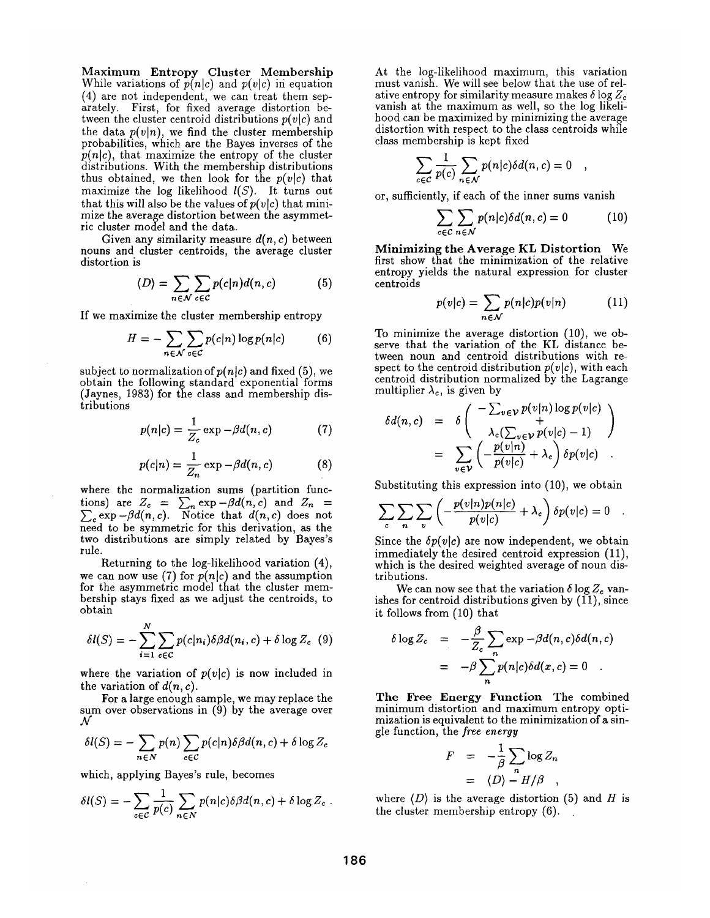**Maximum Entropy Cluster Membership** While variations of $p(n|c)$ and $p(v|c)$ in equation (4) are not independent, we can treat them separately. First, for fixed average distortion between the cluster centroid distributions $p(v|c)$ and the data $p(v|n)$, we find the cluster membership probabilities, which are the Bayes inverses of the $p(n|c)$, that maximize the entropy of the cluster distributions. With the membership distributions thus obtained, we then look for the $p(v|c)$ that maximize the log likelihood $l(S)$. It turns out that this will also be the values of $p(v|c)$ that minimize the average distortion between the asymmetric cluster model and the data.

Given any similarity measure $d(n, c)$ between nouns and cluster centroids, the average cluster distortion is

$$\langle D \rangle = \sum_{n \in \mathcal{N}} \sum_{c \in \mathcal{C}} p(c|n) d(n, c) \tag{5}$$

If we maximize the cluster membership entropy

$$H = - \sum_{n \in \mathcal{N}} \sum_{c \in \mathcal{C}} p(c|n) \log p(n|c) \tag{6}$$

subject to normalization of $p(n|c)$ and fixed (5), we obtain the following standard exponential forms (Jaynes, 1983) for the class and membership distributions

$$p(n|c) = \frac{1}{Z_c} \exp -\beta d(n, c) \tag{7}$$

$$p(c|n) = \frac{1}{Z_n} \exp -\beta d(n, c) \tag{8}$$

where the normalization sums (partition functions) are $Z_c = \sum_n \exp -\beta d(n, c)$ and $Z_n = \sum_c \exp -\beta d(n, c)$. Notice that $d(n, c)$ does not need to be symmetric for this derivation, as the two distributions are simply related by Bayes's rule.

Returning to the log-likelihood variation (4), we can now use (7) for $p(n|c)$ and the assumption for the asymmetric model that the cluster membership stays fixed as we adjust the centroids, to obtain

$$\delta l(S) = - \sum_{i=1}^{N} \sum_{c \in \mathcal{C}} p(c|n_i) \delta \beta d(n_i, c) + \delta \log Z_c \tag{9}$$

where the variation of $p(v|c)$ is now included in the variation of $d(n, c)$.

For a large enough sample, we may replace the sum over observations in (9) by the average over $\mathcal{N}$

$$\delta l(S) = - \sum_{n \in N} p(n) \sum_{c \in \mathcal{C}} p(c|n) \delta \beta d(n, c) + \delta \log Z_c$$

which, applying Bayes's rule, becomes

$$\delta l(S) = - \sum_{c \in \mathcal{C}} \frac{1}{p(c)} \sum_{n \in N} p(n|c) \delta \beta d(n, c) + \delta \log Z_c \,.$$

At the log-likelihood maximum, this variation must vanish. We will see below that the use of relative entropy for similarity measure makes $\delta \log Z_c$ vanish at the maximum as well, so the log likelihood can be maximized by minimizing the average distortion with respect to the class centroids while class membership is kept fixed

$$\sum_{c \in \mathcal{C}} \frac{1}{p(c)} \sum_{n \in \mathcal{N}} p(n|c) \delta d(n, c) = 0 \quad ,$$

or, sufficiently, if each of the inner sums vanish

$$\sum_{c \in \mathcal{C}} \sum_{n \in \mathcal{N}} p(n|c) \delta d(n, c) = 0 \tag{10}$$

**Minimizing the Average KL Distortion** We first show that the minimization of the relative entropy yields the natural expression for cluster centroids

$$p(v|c) = \sum_{n \in \mathcal{N}} p(n|c) p(v|n) \tag{11}$$

To minimize the average distortion (10), we observe that the variation of the KL distance between noun and centroid distributions with respect to the centroid distribution $p(v|c)$, with each centroid distribution normalized by the Lagrange multiplier $\lambda_c$, is given by

$$\begin{aligned} \delta d(n, c) &= \delta \begin{pmatrix} -\sum_{v \in \mathcal{V}} p(v|n) \log p(v|c) \\ + \\ \lambda_c (\sum_{v \in \mathcal{V}} p(v|c) - 1) \end{pmatrix} \\ &= \sum_{v \in \mathcal{V}} \left( - \frac{p(v|n)}{p(v|c)} + \lambda_c \right) \delta p(v|c) \quad . \end{aligned}$$

Substituting this expression into (10), we obtain

$$\sum_c \sum_n \sum_v \left( - \frac{p(v|n) p(n|c)}{p(v|c)} + \lambda_c \right) \delta p(v|c) = 0 \quad .$$

Since the $\delta p(v|c)$ are now independent, we obtain immediately the desired centroid expression (11), which is the desired weighted average of noun distributions.

We can now see that the variation $\delta \log Z_c$ vanishes for centroid distributions given by (11), since it follows from (10) that

$$\begin{aligned} \delta \log Z_c &= - \frac{\beta}{Z_c} \sum_n \exp -\beta d(n, c) \delta d(n, c) \\ &= -\beta \sum_n p(n|c) \delta d(x, c) = 0 \quad . \end{aligned}$$

**The Free Energy Function** The combined minimum distortion and maximum entropy optimization is equivalent to the minimization of a single function, the *free energy*

$$\begin{aligned} F &= -\frac{1}{\beta} \sum_n \log Z_n \\ &= \langle D \rangle - H/\beta \quad , \end{aligned}$$

where $\langle D \rangle$ is the average distortion (5) and $H$ is the cluster membership entropy (6).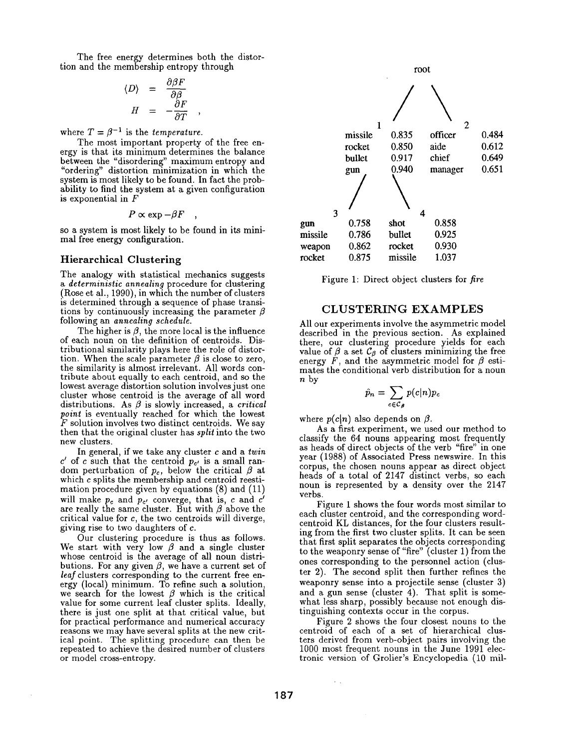The free energy determines both the distortion and the membership entropy through

$$\langle D \rangle = \frac{\partial \beta F}{\partial \beta}$$

$$H = -\frac{\partial F}{\partial T} \quad ,$$

where $T = \beta^{-1}$ is the *temperature*.

The most important property of the free energy is that its minimum determines the balance between the "disordering" maximum entropy and "ordering" distortion minimization in which the system is most likely to be found. In fact the probability to find the system at a given configuration is exponential in $F$

$$P \propto \exp -\beta F \quad ,$$

so a system is most likely to be found in its minimal free energy configuration.

### Hierarchical Clustering

The analogy with statistical mechanics suggests a *deterministic annealing* procedure for clustering (Rose et al., 1990), in which the number of clusters is determined through a sequence of phase transitions by continuously increasing the parameter $\beta$ following an *annealing schedule*.

The higher is $\beta$, the more local is the influence of each noun on the definition of centroids. Distributional similarity plays here the role of distortion. When the scale parameter $\beta$ is close to zero, the similarity is almost irrelevant. All words contribute about equally to each centroid, and so the lowest average distortion solution involves just one cluster whose centroid is the average of all word distributions. As $\beta$ is slowly increased, a *critical point* is eventually reached for which the lowest $F$ solution involves two distinct centroids. We say then that the original cluster has *split* into the two new clusters.

In general, if we take any cluster $c$ and a *twin* $c'$ of $c$ such that the centroid $p_{c'}$ is a small random perturbation of $p_c$, below the critical $\beta$ at which $c$ splits the membership and centroid reestimation procedure given by equations (8) and (11) will make $p_c$ and $p_{c'}$ converge, that is, $c$ and $c'$ are really the same cluster. But with $\beta$ above the critical value for $c$, the two centroids will diverge, giving rise to two daughters of $c$.

Our clustering procedure is thus as follows. We start with very low $\beta$ and a single cluster whose centroid is the average of all noun distributions. For any given $\beta$, we have a current set of *leaf* clusters corresponding to the current free energy (local) minimum. To refine such a solution, we search for the lowest $\beta$ which is the critical value for some current leaf cluster splits. Ideally, there is just one split at that critical value, but for practical performance and numerical accuracy reasons we may have several splits at the new critical point. The splitting procedure can then be repeated to achieve the desired number of clusters or model cross-entropy.

root

| 1 | | 2 | |
|---|---|---|---|
| missile | 0.835 | officer | 0.484 |
| rocket | 0.850 | aide | 0.612 |
| bullet | 0.917 | chief | 0.649 |
| gun | 0.940 | manager | 0.651 |

| 3 | | 4 | |
|---|---|---|---|
| gun | 0.758 | shot | 0.858 |
| missile | 0.786 | bullet | 0.925 |
| weapon | 0.862 | rocket | 0.930 |
| rocket | 0.875 | missile | 1.037 |

Figure 1: Direct object clusters for *fire*

## CLUSTERING EXAMPLES

All our experiments involve the asymmetric model described in the previous section. As explained there, our clustering procedure yields for each value of $\beta$ a set $\mathcal{C}_\beta$ of clusters minimizing the free energy $F$, and the asymmetric model for $\beta$ estimates the conditional verb distribution for a noun $n$ by

$$\hat{p}_n = \sum_{c \in \mathcal{C}_\beta} p(c|n) p_c$$

where $p(c|n)$ also depends on $\beta$.

As a first experiment, we used our method to classify the 64 nouns appearing most frequently as heads of direct objects of the verb "fire" in one year (1988) of Associated Press newswire. In this corpus, the chosen nouns appear as direct object heads of a total of 2147 distinct verbs, so each noun is represented by a density over the 2147 verbs.

Figure 1 shows the four words most similar to each cluster centroid, and the corresponding word-centroid KL distances, for the four clusters resulting from the first two cluster splits. It can be seen that first split separates the objects corresponding to the weaponry sense of "fire" (cluster 1) from the ones corresponding to the personnel action (cluster 2). The second split then further refines the weaponry sense into a projectile sense (cluster 3) and a gun sense (cluster 4). That split is somewhat less sharp, possibly because not enough distinguishing contexts occur in the corpus.

Figure 2 shows the four closest nouns to the centroid of each of a set of hierarchical clusters derived from verb-object pairs involving the 1000 most frequent nouns in the June 1991 electronic version of Grolier's Encyclopedia (10 mil-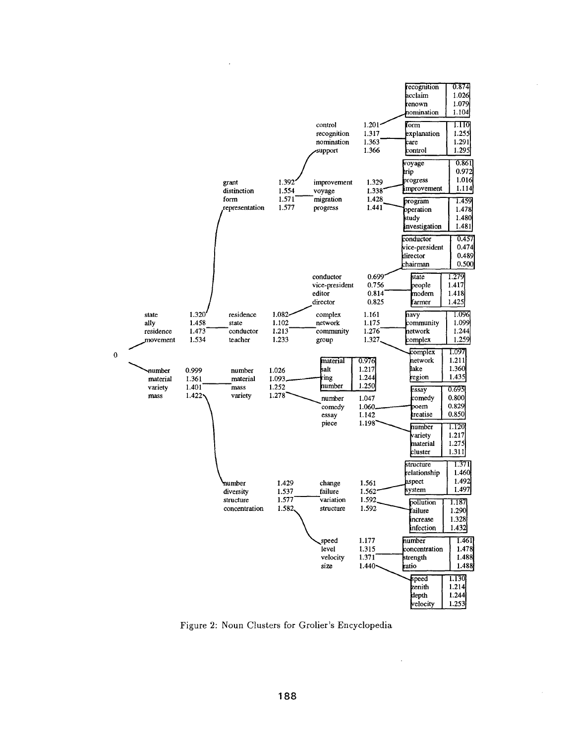- 0
  - state 1.320, ally 1.458, residence 1.473, movement 1.534
    - grant 1.392, distinction 1.554, form 1.571, representation 1.577
      - control 1.201, recognition 1.317, nomination 1.363, support 1.366
        - recognition 0.874, acclaim 1.026, renown 1.079, nomination 1.104
        - form 1.110, explanation 1.255, care 1.291, control 1.295
      - improvement 1.329, voyage 1.338, migration 1.428, progress 1.441
        - voyage 0.861, trip 0.972, progress 1.016, improvement 1.114
        - program 1.459, operation 1.478, study 1.480, investigation 1.481
    - residence 1.082, state 1.102, conductor 1.213, teacher 1.233
      - conductor 0.699, vice-president 0.756, editor 0.814, director 0.825
        - conductor 0.457, vice-president 0.474, director 0.489, chairman 0.500
        - state 1.279, people 1.417, modern 1.418, farmer 1.425
      - complex 1.161, network 1.175, community 1.276, group 1.327
        - navy 1.096, community 1.099, network 1.244, complex 1.259
        - complex 1.097, network 1.211, lake 1.360, region 1.435
  - number 0.999, material 1.361, variety 1.401, mass 1.422
    - number 1.026, material 1.093, mass 1.252, variety 1.278
      - material 0.976, salt 1.217, ring 1.244, number 1.250
      - number 1.047, comedy 1.060, essay 1.142, piece 1.198
        - essay 0.695, comedy 0.800, poem 0.829, treatise 0.850
        - number 1.120, variety 1.217, material 1.275, cluster 1.311
    - number 1.429, diversity 1.537, structure 1.577, concentration 1.582
      - change 1.561, failure 1.562, variation 1.592, structure 1.592
        - structure 1.371, relationship 1.460, aspect 1.492, system 1.497
        - pollution 1.187, failure 1.290, increase 1.328, infection 1.432
      - speed 1.177, level 1.315, velocity 1.371, size 1.440
        - number 1.461, concentration 1.478, strength 1.488, ratio 1.488
        - speed 1.130, zenith 1.214, depth 1.244, velocity 1.253

Figure 2: Noun Clusters for Grolier's Encyclopedia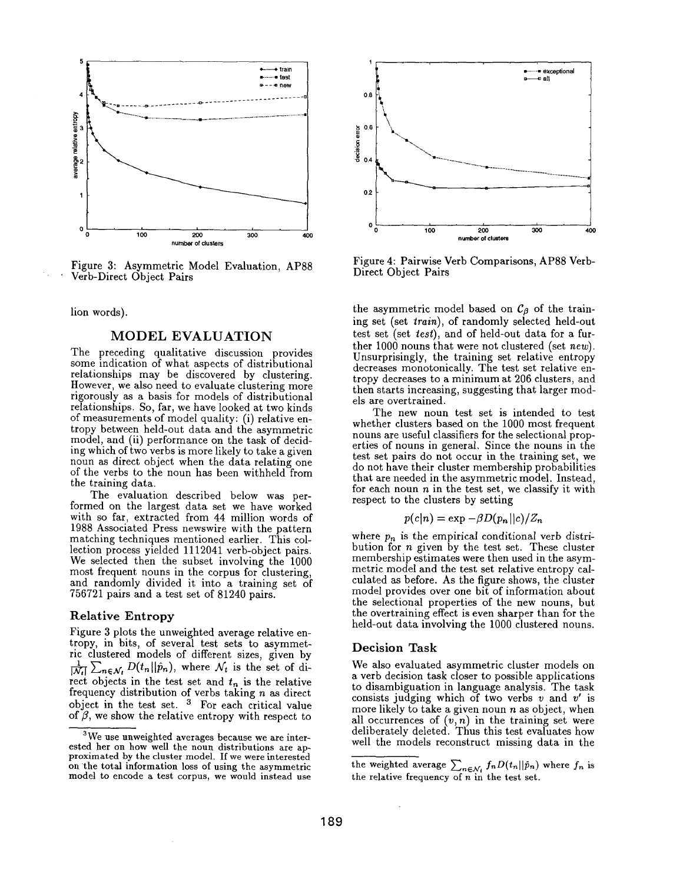Figure 3: Asymmetric Model Evaluation, AP88 Verb-Direct Object Pairs

Figure 4: Pairwise Verb Comparisons, AP88 Verb-Direct Object Pairs

lion words).

## MODEL EVALUATION

The preceding qualitative discussion provides some indication of what aspects of distributional relationships may be discovered by clustering. However, we also need to evaluate clustering more rigorously as a basis for models of distributional relationships. So, far, we have looked at two kinds of measurements of model quality: (i) relative entropy between held-out data and the asymmetric model, and (ii) performance on the task of deciding which of two verbs is more likely to take a given noun as direct object when the data relating one of the verbs to the noun has been withheld from the training data.

The evaluation described below was performed on the largest data set we have worked with so far, extracted from 44 million words of 1988 Associated Press newswire with the pattern matching techniques mentioned earlier. This collection process yielded 1112041 verb-object pairs. We selected then the subset involving the 1000 most frequent nouns in the corpus for clustering, and randomly divided it into a training set of 756721 pairs and a test set of 81240 pairs.

### Relative Entropy

Figure 3 plots the unweighted average relative entropy, in bits, of several test sets to asymmetric clustered models of different sizes, given by $\frac{1}{|\mathcal{N}_t|}\sum_{n\in\mathcal{N}_t} D(t_n\|\hat{p}_n)$, where $\mathcal{N}_t$ is the set of direct objects in the test set and $t_n$ is the relative frequency distribution of verbs taking $n$ as direct object in the test set. [3] For each critical value of $\beta$, we show the relative entropy with respect to the asymmetric model based on $\mathcal{C}_\beta$ of the training set (set *train*), of randomly selected held-out test set (set *test*), and of held-out data for a further 1000 nouns that were not clustered (set *new*). Unsurprisingly, the training set relative entropy decreases monotonically. The test set relative entropy decreases to a minimum at 206 clusters, and then starts increasing, suggesting that larger models are overtrained.

The new noun test set is intended to test whether clusters based on the 1000 most frequent nouns are useful classifiers for the selectional properties of nouns in general. Since the nouns in the test set pairs do not occur in the training set, we do not have their cluster membership probabilities that are needed in the asymmetric model. Instead, for each noun $n$ in the test set, we classify it with respect to the clusters by setting

$$p(c|n) = \exp -\beta D(p_n\|c)/Z_n$$

where $p_n$ is the empirical conditional verb distribution for $n$ given by the test set. These cluster membership estimates were then used in the asymmetric model and the test set relative entropy calculated as before. As the figure shows, the cluster model provides over one bit of information about the selectional properties of the new nouns, but the overtraining effect is even sharper than for the held-out data involving the 1000 clustered nouns.

### Decision Task

We also evaluated asymmetric cluster models on a verb decision task closer to possible applications to disambiguation in language analysis. The task consists judging which of two verbs $v$ and $v'$ is more likely to take a given noun $n$ as object, when all occurrences of $(v, n)$ in the training set were deliberately deleted. Thus this test evaluates how well the models reconstruct missing data in the

[3] We use unweighted averages because we are interested her on how well the noun distributions are approximated by the cluster model. If we were interested on the total information loss of using the asymmetric model to encode a test corpus, we would instead use the weighted average $\sum_{n\in\mathcal{N}_t} f_n D(t_n\|\hat{p}_n)$ where $f_n$ is the relative frequency of $n$ in the test set.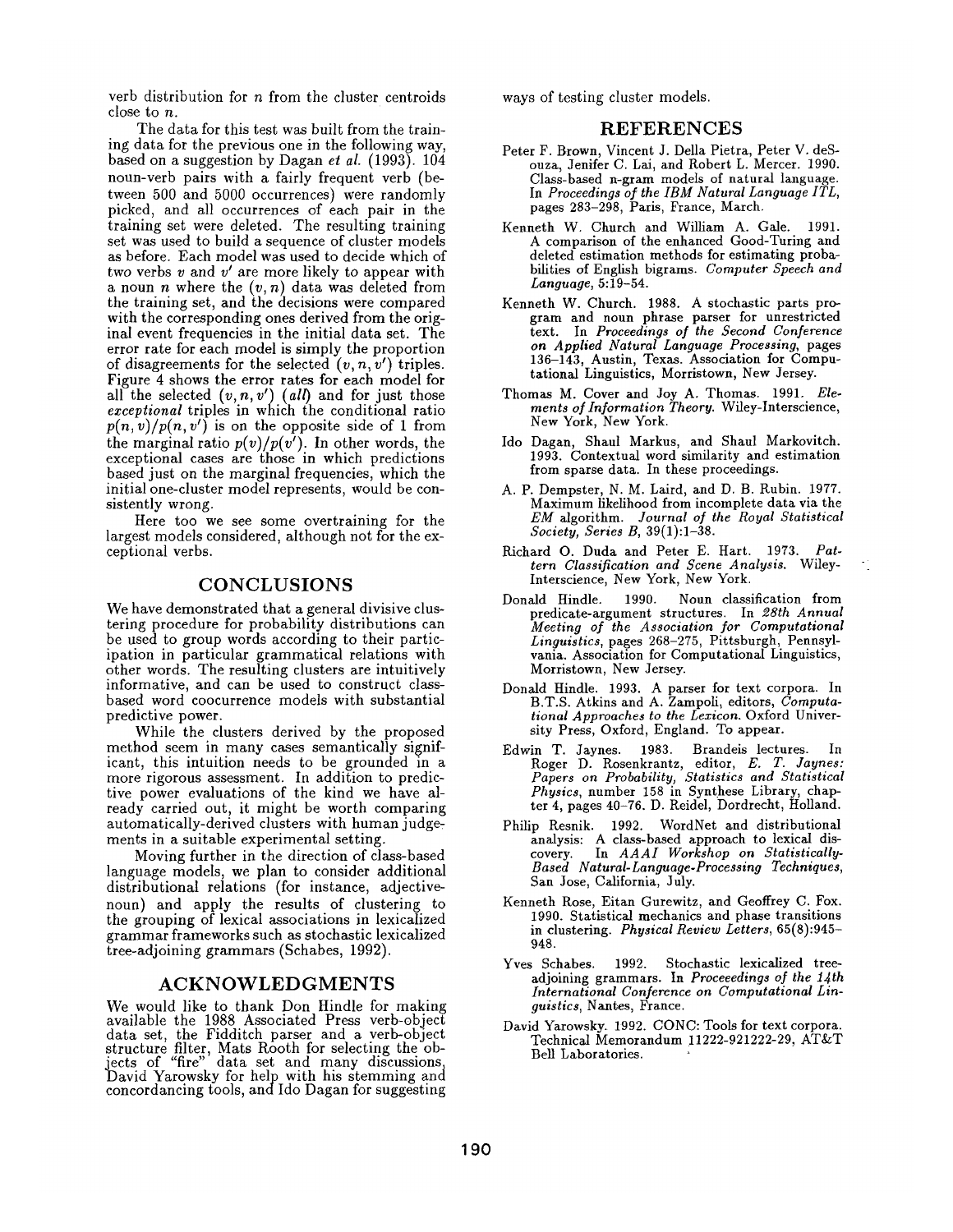verb distribution for $n$ from the cluster centroids close to $n$.

The data for this test was built from the training data for the previous one in the following way, based on a suggestion by Dagan *et al.* (1993). 104 noun-verb pairs with a fairly frequent verb (between 500 and 5000 occurrences) were randomly picked, and all occurrences of each pair in the training set were deleted. The resulting training set was used to build a sequence of cluster models as before. Each model was used to decide which of two verbs $v$ and $v'$ are more likely to appear with a noun $n$ where the $(v, n)$ data was deleted from the training set, and the decisions were compared with the corresponding ones derived from the original event frequencies in the initial data set. The error rate for each model is simply the proportion of disagreements for the selected $(v, n, v')$ triples. Figure 4 shows the error rates for each model for all the selected $(v, n, v')$ (*all*) and for just those *exceptional* triples in which the conditional ratio $p(n, v)/p(n, v')$ is on the opposite side of 1 from the marginal ratio $p(v)/p(v')$. In other words, the exceptional cases are those in which predictions based just on the marginal frequencies, which the initial one-cluster model represents, would be consistently wrong.

Here too we see some overtraining for the largest models considered, although not for the exceptional verbs.

## CONCLUSIONS

We have demonstrated that a general divisive clustering procedure for probability distributions can be used to group words according to their participation in particular grammatical relations with other words. The resulting clusters are intuitively informative, and can be used to construct class-based word coocurrence models with substantial predictive power.

While the clusters derived by the proposed method seem in many cases semantically significant, this intuition needs to be grounded in a more rigorous assessment. In addition to predictive power evaluations of the kind we have already carried out, it might be worth comparing automatically-derived clusters with human judgements in a suitable experimental setting.

Moving further in the direction of class-based language models, we plan to consider additional distributional relations (for instance, adjective-noun) and apply the results of clustering to the grouping of lexical associations in lexicalized grammar frameworks such as stochastic lexicalized tree-adjoining grammars (Schabes, 1992).

## ACKNOWLEDGMENTS

We would like to thank Don Hindle for making available the 1988 Associated Press verb-object data set, the Fidditch parser and a verb-object structure filter, Mats Rooth for selecting the objects of "fire" data set and many discussions, David Yarowsky for help with his stemming and concordancing tools, and Ido Dagan for suggesting ways of testing cluster models.

## REFERENCES

Peter F. Brown, Vincent J. Della Pietra, Peter V. deSouza, Jenifer C. Lai, and Robert L. Mercer. 1990. Class-based n-gram models of natural language. In *Proceedings of the IBM Natural Language ITL*, pages 283–298, Paris, France, March.

Kenneth W. Church and William A. Gale. 1991. A comparison of the enhanced Good-Turing and deleted estimation methods for estimating probabilities of English bigrams. *Computer Speech and Language*, 5:19–54.

Kenneth W. Church. 1988. A stochastic parts program and noun phrase parser for unrestricted text. In *Proceedings of the Second Conference on Applied Natural Language Processing*, pages 136–143, Austin, Texas. Association for Computational Linguistics, Morristown, New Jersey.

Thomas M. Cover and Joy A. Thomas. 1991. *Elements of Information Theory*. Wiley-Interscience, New York, New York.

Ido Dagan, Shaul Markus, and Shaul Markovitch. 1993. Contextual word similarity and estimation from sparse data. In these proceedings.

A. P. Dempster, N. M. Laird, and D. B. Rubin. 1977. Maximum likelihood from incomplete data via the *EM* algorithm. *Journal of the Royal Statistical Society, Series B*, 39(1):1–38.

Richard O. Duda and Peter E. Hart. 1973. *Pattern Classification and Scene Analysis*. Wiley-Interscience, New York, New York.

Donald Hindle. 1990. Noun classification from predicate-argument structures. In *28th Annual Meeting of the Association for Computational Linguistics*, pages 268–275, Pittsburgh, Pennsylvania. Association for Computational Linguistics, Morristown, New Jersey.

Donald Hindle. 1993. A parser for text corpora. In B.T.S. Atkins and A. Zampoli, editors, *Computational Approaches to the Lexicon*. Oxford University Press, Oxford, England. To appear.

Edwin T. Jaynes. 1983. Brandeis lectures. In Roger D. Rosenkrantz, editor, *E. T. Jaynes: Papers on Probability, Statistics and Statistical Physics*, number 158 in Synthese Library, chapter 4, pages 40–76. D. Reidel, Dordrecht, Holland.

Philip Resnik. 1992. WordNet and distributional analysis: A class-based approach to lexical discovery. In *AAAI Workshop on Statistically-Based Natural-Language-Processing Techniques*, San Jose, California, July.

Kenneth Rose, Eitan Gurewitz, and Geoffrey C. Fox. 1990. Statistical mechanics and phase transitions in clustering. *Physical Review Letters*, 65(8):945–948.

Yves Schabes. 1992. Stochastic lexicalized tree-adjoining grammars. In *Proceeedings of the 14th International Conference on Computational Linguistics*, Nantes, France.

David Yarowsky. 1992. CONC: Tools for text corpora. Technical Memorandum 11222-921222-29, AT&T Bell Laboratories.